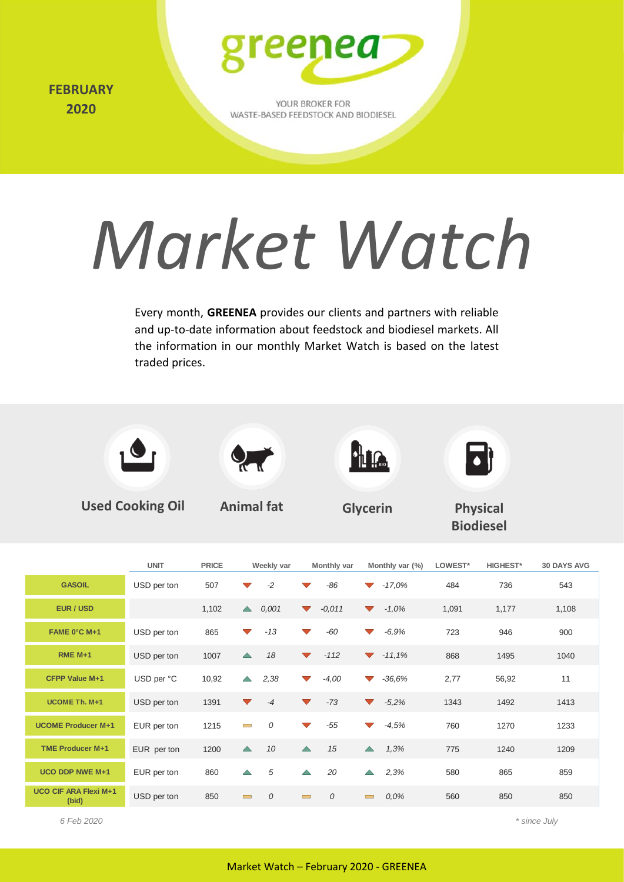**FEBRUARY 2020**

greenea

YOUR BROKER FOR WASTE-BASED FEEDSTOCK AND BIODIESEL

# *Market Watch*

Every month, **GREENEA** provides our clients and partners with reliable and up-to-date information about feedstock and biodiesel markets. All the information in our monthly Market Watch is based on the latest traded prices.

**Used Cooking Oil** | **Animal fat** | **Glycerin** | **Physical Biodiesel**

| | UNIT | PRICE | Weekly var | Monthly var | Monthly var (%) | LOWEST* | HIGHEST* | 30 DAYS AVG |
|---|---|---|---|---|---|---|---|---|
| **GASOIL** | USD per ton | 507 | ▼ *-2* | ▼ *-86* | ▼ *-17,0%* | 484 | 736 | 543 |
| **EUR / USD** | | 1,102 | ▲ *0,001* | ▼ *-0,011* | ▼ *-1,0%* | 1,091 | 1,177 | 1,108 |
| **FAME 0°C M+1** | USD per ton | 865 | ▼ *-13* | ▼ *-60* | ▼ *-6,9%* | 723 | 946 | 900 |
| **RME M+1** | USD per ton | 1007 | ▲ *18* | ▼ *-112* | ▼ *-11,1%* | 868 | 1495 | 1040 |
| **CFPP Value M+1** | USD per °C | 10,92 | ▲ *2,38* | ▼ *-4,00* | ▼ *-36,6%* | 2,77 | 56,92 | 11 |
| **UCOME Th. M+1** | USD per ton | 1391 | ▼ *-4* | ▼ *-73* | ▼ *-5,2%* | 1343 | 1492 | 1413 |
| **UCOME Producer M+1** | EUR per ton | 1215 | ▬ *0* | ▼ *-55* | ▼ *-4,5%* | 760 | 1270 | 1233 |
| **TME Producer M+1** | EUR per ton | 1200 | ▲ *10* | ▲ *15* | ▲ *1,3%* | 775 | 1240 | 1209 |
| **UCO DDP NWE M+1** | EUR per ton | 860 | ▲ *5* | ▲ *20* | ▲ *2,3%* | 580 | 865 | 859 |
| **UCO CIF ARA Flexi M+1 (bid)** | USD per ton | 850 | ▬ *0* | ▬ *0* | ▬ *0,0%* | 560 | 850 | 850 |

*6 Feb 2020*

*\* since July*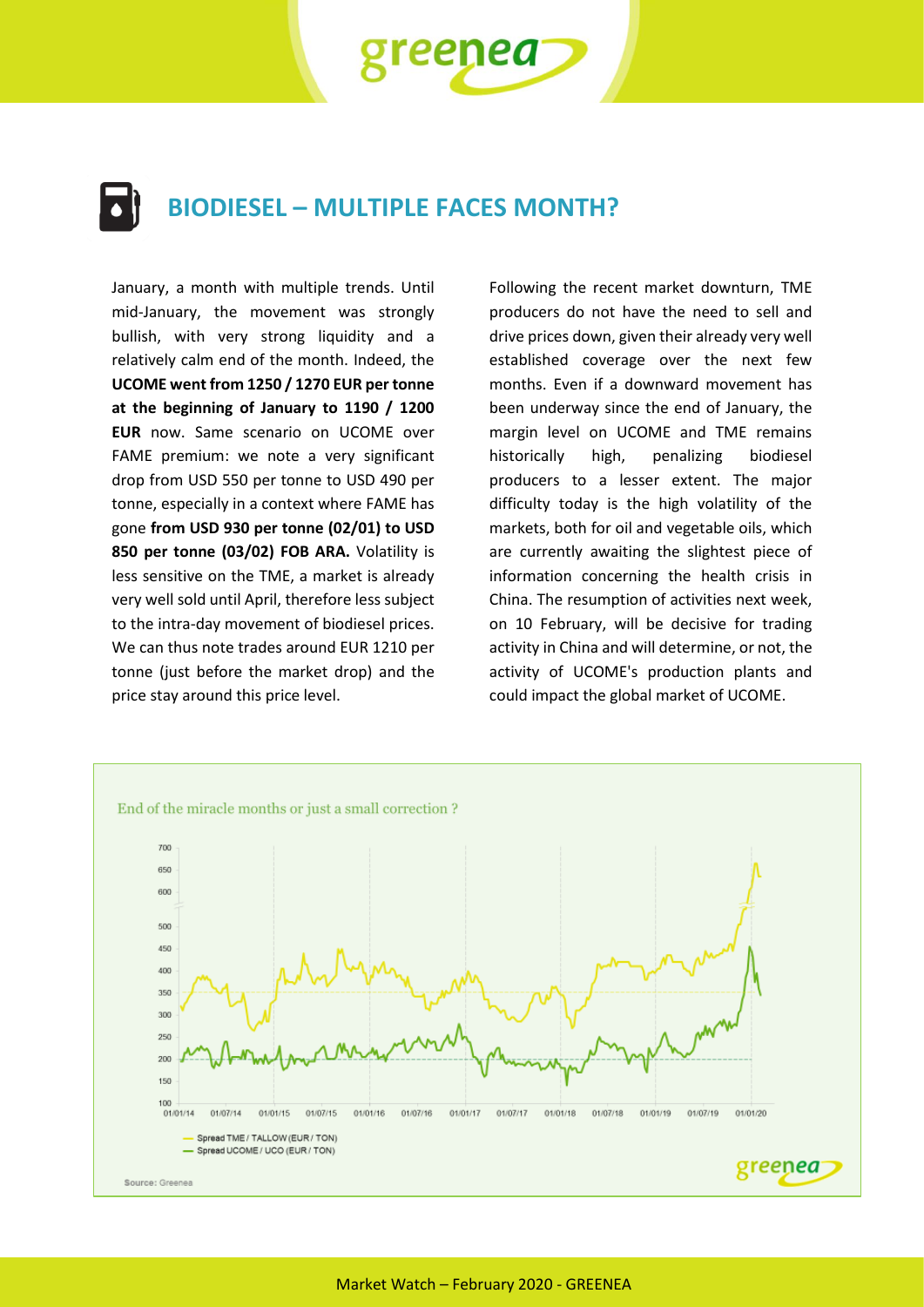# BIODIESEL – MULTIPLE FACES MONTH?

January, a month with multiple trends. Until mid-January, the movement was strongly bullish, with very strong liquidity and a relatively calm end of the month. Indeed, the **UCOME went from 1250 / 1270 EUR per tonne at the beginning of January to 1190 / 1200 EUR** now. Same scenario on UCOME over FAME premium: we note a very significant drop from USD 550 per tonne to USD 490 per tonne, especially in a context where FAME has gone **from USD 930 per tonne (02/01) to USD 850 per tonne (03/02) FOB ARA.** Volatility is less sensitive on the TME, a market is already very well sold until April, therefore less subject to the intra-day movement of biodiesel prices. We can thus note trades around EUR 1210 per tonne (just before the market drop) and the price stay around this price level.

Following the recent market downturn, TME producers do not have the need to sell and drive prices down, given their already very well established coverage over the next few months. Even if a downward movement has been underway since the end of January, the margin level on UCOME and TME remains historically high, penalizing biodiesel producers to a lesser extent. The major difficulty today is the high volatility of the markets, both for oil and vegetable oils, which are currently awaiting the slightest piece of information concerning the health crisis in China. The resumption of activities next week, on 10 February, will be decisive for trading activity in China and will determine, or not, the activity of UCOME's production plants and could impact the global market of UCOME.

End of the miracle months or just a small correction ?

- Spread TME / TALLOW (EUR / TON)
- Spread UCOME / UCO (EUR / TON)

Source: Greenea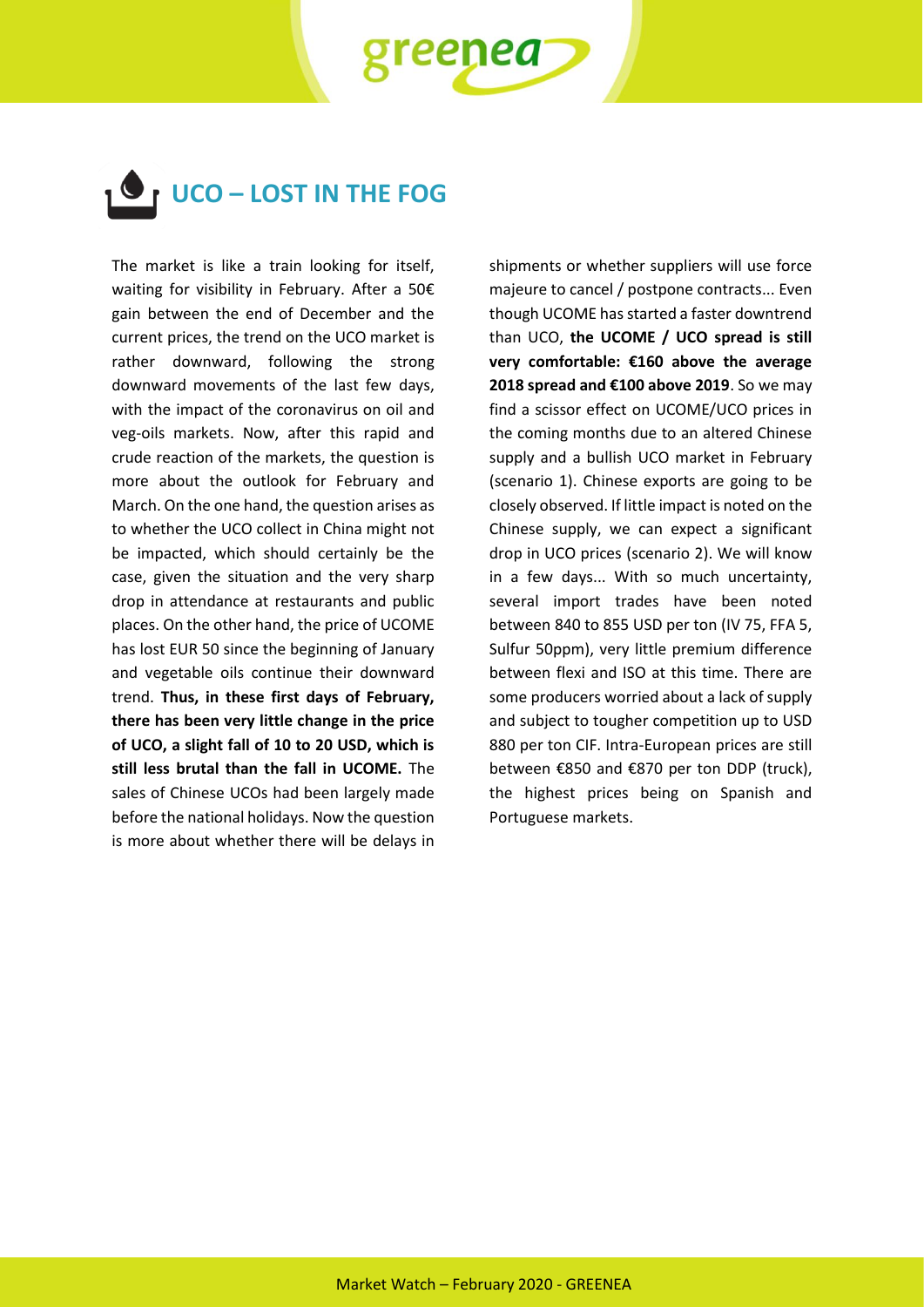## UCO – LOST IN THE FOG

The market is like a train looking for itself, waiting for visibility in February. After a 50€ gain between the end of December and the current prices, the trend on the UCO market is rather downward, following the strong downward movements of the last few days, with the impact of the coronavirus on oil and veg-oils markets. Now, after this rapid and crude reaction of the markets, the question is more about the outlook for February and March. On the one hand, the question arises as to whether the UCO collect in China might not be impacted, which should certainly be the case, given the situation and the very sharp drop in attendance at restaurants and public places. On the other hand, the price of UCOME has lost EUR 50 since the beginning of January and vegetable oils continue their downward trend. **Thus, in these first days of February, there has been very little change in the price of UCO, a slight fall of 10 to 20 USD, which is still less brutal than the fall in UCOME.** The sales of Chinese UCOs had been largely made before the national holidays. Now the question is more about whether there will be delays in shipments or whether suppliers will use force majeure to cancel / postpone contracts... Even though UCOME has started a faster downtrend than UCO, **the UCOME / UCO spread is still very comfortable: €160 above the average 2018 spread and €100 above 2019**. So we may find a scissor effect on UCOME/UCO prices in the coming months due to an altered Chinese supply and a bullish UCO market in February (scenario 1). Chinese exports are going to be closely observed. If little impact is noted on the Chinese supply, we can expect a significant drop in UCO prices (scenario 2). We will know in a few days... With so much uncertainty, several import trades have been noted between 840 to 855 USD per ton (IV 75, FFA 5, Sulfur 50ppm), very little premium difference between flexi and ISO at this time. There are some producers worried about a lack of supply and subject to tougher competition up to USD 880 per ton CIF. Intra-European prices are still between €850 and €870 per ton DDP (truck), the highest prices being on Spanish and Portuguese markets.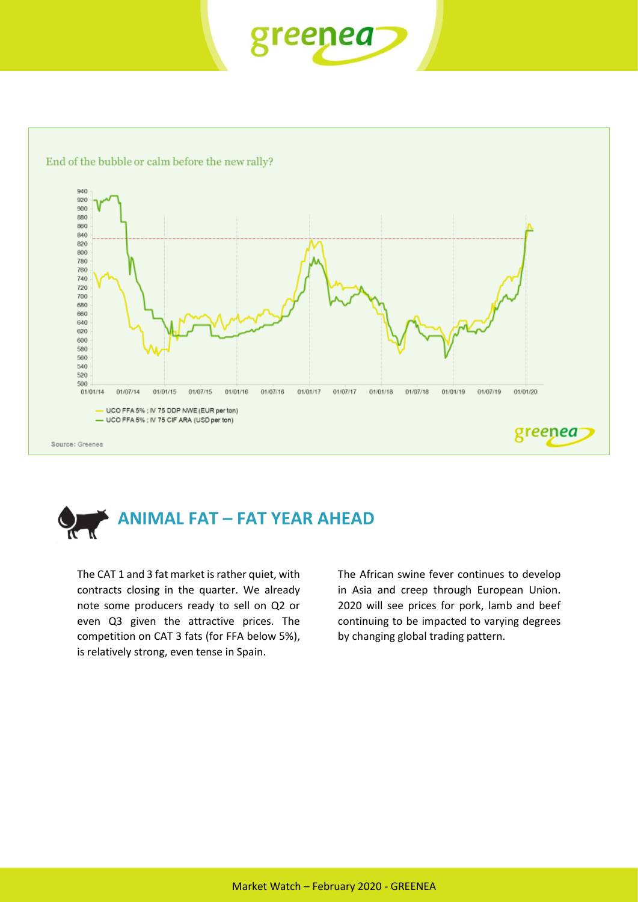End of the bubble or calm before the new rally?

- UCO FFA 5% ; IV 75 DDP NWE (EUR per ton)
- UCO FFA 5% ; IV 75 CIF ARA (USD per ton)

Source: Greenea

## ANIMAL FAT – FAT YEAR AHEAD

The CAT 1 and 3 fat market is rather quiet, with contracts closing in the quarter. We already note some producers ready to sell on Q2 or even Q3 given the attractive prices. The competition on CAT 3 fats (for FFA below 5%), is relatively strong, even tense in Spain.

The African swine fever continues to develop in Asia and creep through European Union. 2020 will see prices for pork, lamb and beef continuing to be impacted to varying degrees by changing global trading pattern.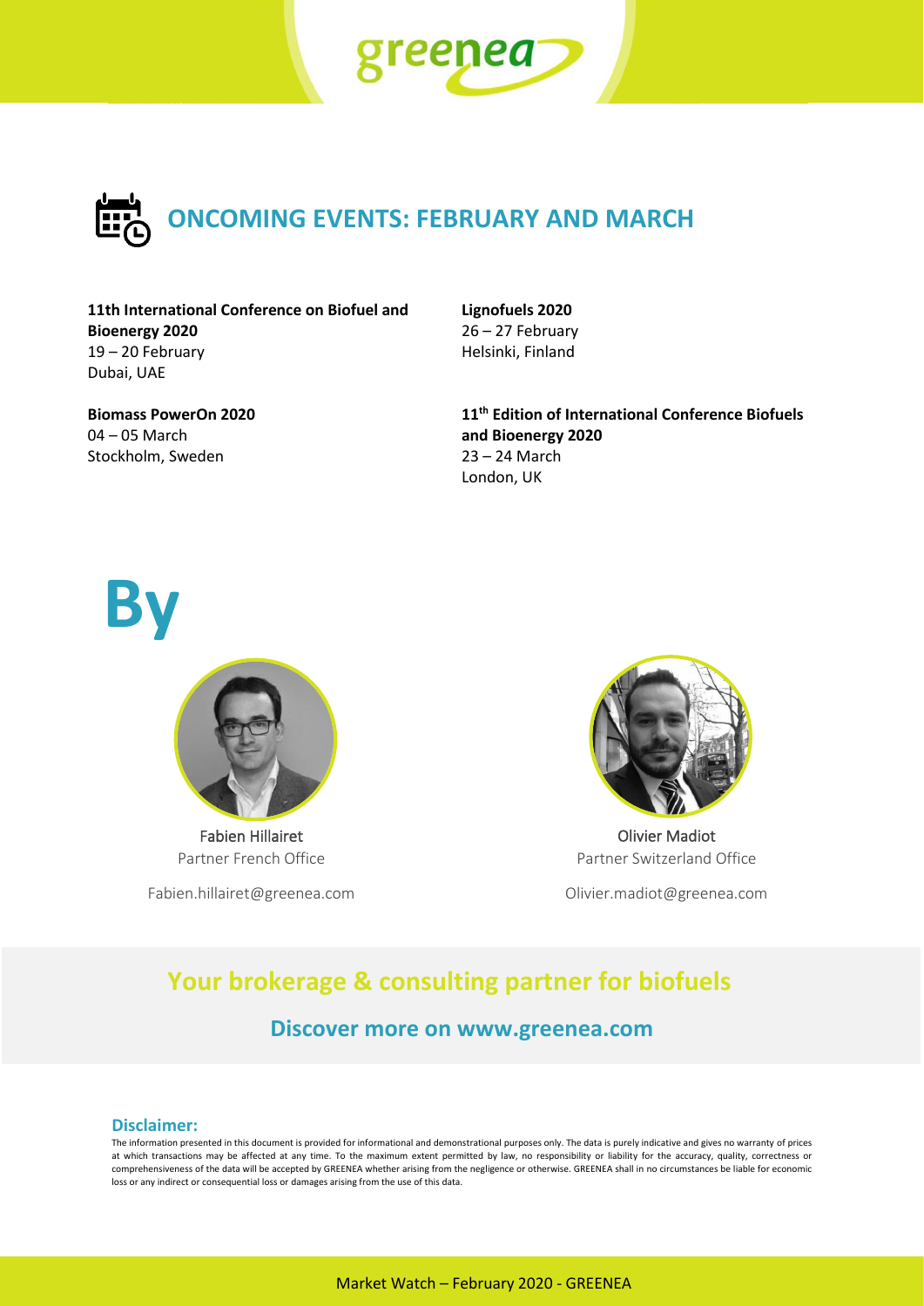## ONCOMING EVENTS: FEBRUARY AND MARCH

**11th International Conference on Biofuel and Bioenergy 2020**
19 – 20 February
Dubai, UAE

**Lignofuels 2020**
26 – 27 February
Helsinki, Finland

**Biomass PowerOn 2020**
04 – 05 March
Stockholm, Sweden

**11th Edition of International Conference Biofuels and Bioenergy 2020**
23 – 24 March
London, UK

# By

Fabien Hillairet
Partner French Office
Fabien.hillairet@greenea.com

Olivier Madiot
Partner Switzerland Office
Olivier.madiot@greenea.com

## Your brokerage & consulting partner for biofuels

### Discover more on www.greenea.com

**Disclaimer:**

The information presented in this document is provided for informational and demonstrational purposes only. The data is purely indicative and gives no warranty of prices at which transactions may be affected at any time. To the maximum extent permitted by law, no responsibility or liability for the accuracy, quality, correctness or comprehensiveness of the data will be accepted by GREENEA whether arising from the negligence or otherwise. GREENEA shall in no circumstances be liable for economic loss or any indirect or consequential loss or damages arising from the use of this data.